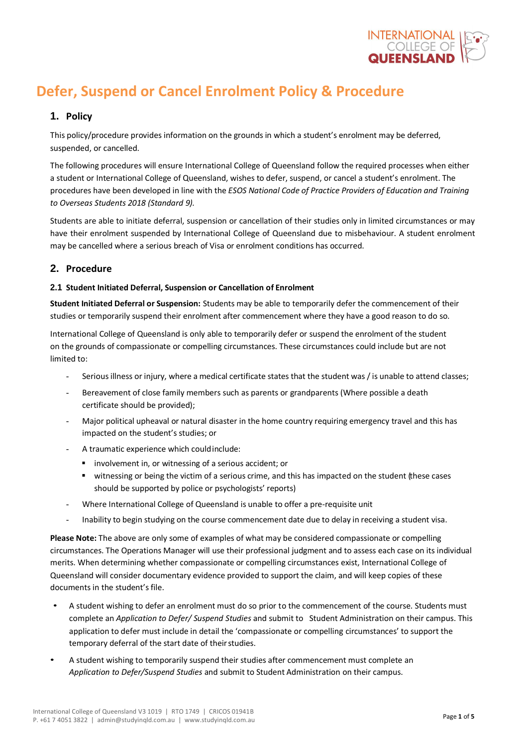# Defer, Suspend or Cancel Enrolment Policy & Procedure

## 1. Policy

This policy/procedure provides information on the grounds in which a student's enrolment may be deferred, suspended, or cancelled.

The following procedures will ensure International College of Queensland follow the required processes when either a student or International College of Queensland, wishes to defer, suspend, or cancel a student's enrolment. The procedures have been developed in line with the *ESOS National Code of Practice Providers of Education and Training to Overseas Students 2018 (Standard 9).*

Students are able to initiate deferral, suspension or cancellation of their studies only in limited circumstances or may have their enrolment suspended by International College of Queensland due to misbehaviour. A student enrolment may be cancelled where a serious breach of Visa or enrolment conditions has occurred.

## 2. Procedure

### 2.1 Student Initiated Deferral, Suspension or Cancellation of Enrolment

**Student Initiated Deferral or Suspension:** Students may be able to temporarily defer the commencement of their studies or temporarily suspend their enrolment after commencement where they have a good reason to do so.

International College of Queensland is only able to temporarily defer or suspend the enrolment of the student on the grounds of compassionate or compelling circumstances. These circumstances could include but are not limited to:

- Serious illness or injury, where a medical certificate states that the student was / is unable to attend classes;
- Bereavement of close family members such as parents or grandparents (Where possible a death certificate should be provided);
- Major political upheaval or natural disaster in the home country requiring emergency travel and this has impacted on the student's studies; or
- A traumatic experience which could include:
  - involvement in, or witnessing of a serious accident; or
  - witnessing or being the victim of a serious crime, and this has impacted on the student (these cases should be supported by police or psychologists' reports)
- Where International College of Queensland is unable to offer a pre-requisite unit
- Inability to begin studying on the course commencement date due to delay in receiving a student visa.

**Please Note:** The above are only some of examples of what may be considered compassionate or compelling circumstances. The Operations Manager will use their professional judgment and to assess each case on its individual merits. When determining whether compassionate or compelling circumstances exist, International College of Queensland will consider documentary evidence provided to support the claim, and will keep copies of these documents in the student's file.

- A student wishing to defer an enrolment must do so prior to the commencement of the course. Students must complete an *Application to Defer/ Suspend Studies* and submit to Student Administration on their campus. This application to defer must include in detail the 'compassionate or compelling circumstances' to support the temporary deferral of the start date of their studies.
- A student wishing to temporarily suspend their studies after commencement must complete an *Application to Defer/Suspend Studies* and submit to Student Administration on their campus.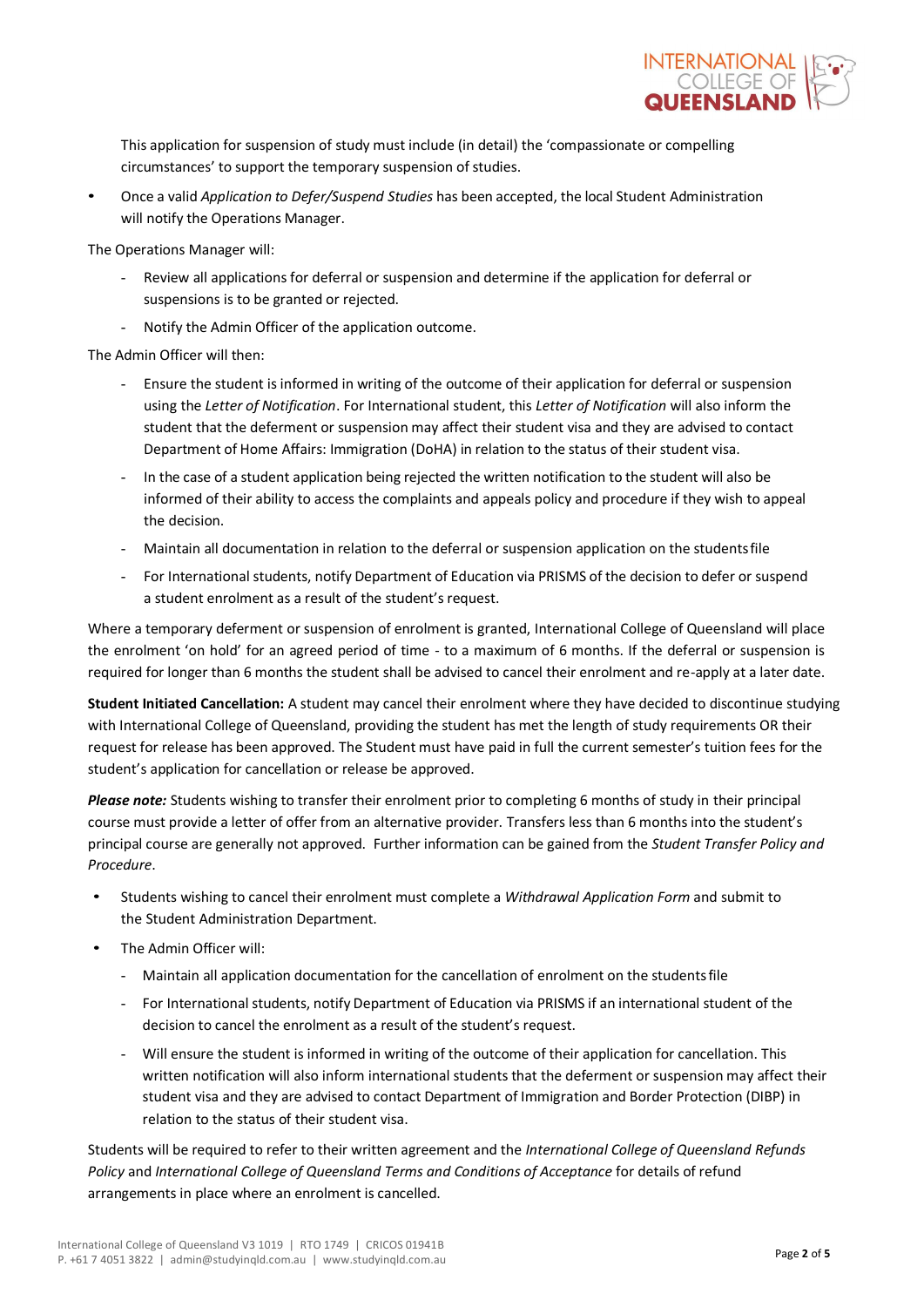This application for suspension of study must include (in detail) the 'compassionate or compelling circumstances' to support the temporary suspension of studies.

- Once a valid *Application to Defer/Suspend Studies* has been accepted, the local Student Administration will notify the Operations Manager.

The Operations Manager will:

- Review all applications for deferral or suspension and determine if the application for deferral or suspensions is to be granted or rejected.
- Notify the Admin Officer of the application outcome.

The Admin Officer will then:

- Ensure the student is informed in writing of the outcome of their application for deferral or suspension using the *Letter of Notification*. For International student, this *Letter of Notification* will also inform the student that the deferment or suspension may affect their student visa and they are advised to contact Department of Home Affairs: Immigration (DoHA) in relation to the status of their student visa.
- In the case of a student application being rejected the written notification to the student will also be informed of their ability to access the complaints and appeals policy and procedure if they wish to appeal the decision.
- Maintain all documentation in relation to the deferral or suspension application on the students file
- For International students, notify Department of Education via PRISMS of the decision to defer or suspend a student enrolment as a result of the student's request.

Where a temporary deferment or suspension of enrolment is granted, International College of Queensland will place the enrolment 'on hold' for an agreed period of time - to a maximum of 6 months. If the deferral or suspension is required for longer than 6 months the student shall be advised to cancel their enrolment and re-apply at a later date.

**Student Initiated Cancellation:** A student may cancel their enrolment where they have decided to discontinue studying with International College of Queensland, providing the student has met the length of study requirements OR their request for release has been approved. The Student must have paid in full the current semester's tuition fees for the student's application for cancellation or release be approved.

***Please note:*** Students wishing to transfer their enrolment prior to completing 6 months of study in their principal course must provide a letter of offer from an alternative provider. Transfers less than 6 months into the student's principal course are generally not approved. Further information can be gained from the *Student Transfer Policy and Procedure*.

- Students wishing to cancel their enrolment must complete a *Withdrawal Application Form* and submit to the Student Administration Department.
- The Admin Officer will:
  - Maintain all application documentation for the cancellation of enrolment on the students file
  - For International students, notify Department of Education via PRISMS if an international student of the decision to cancel the enrolment as a result of the student's request.
  - Will ensure the student is informed in writing of the outcome of their application for cancellation. This written notification will also inform international students that the deferment or suspension may affect their student visa and they are advised to contact Department of Immigration and Border Protection (DIBP) in relation to the status of their student visa.

Students will be required to refer to their written agreement and the *International College of Queensland Refunds Policy* and *International College of Queensland Terms and Conditions of Acceptance* for details of refund arrangements in place where an enrolment is cancelled.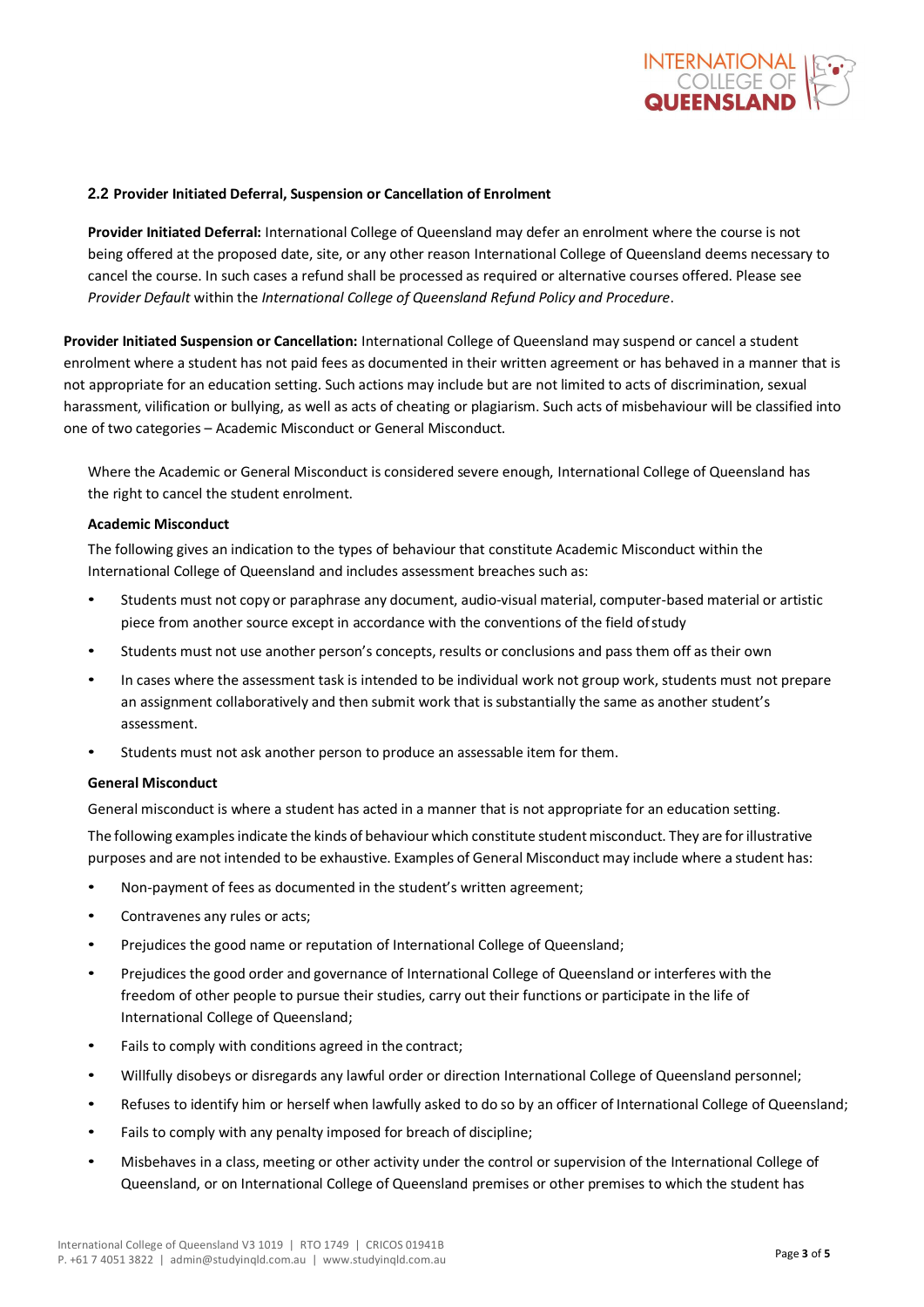## 2.2 Provider Initiated Deferral, Suspension or Cancellation of Enrolment

**Provider Initiated Deferral:** International College of Queensland may defer an enrolment where the course is not being offered at the proposed date, site, or any other reason International College of Queensland deems necessary to cancel the course. In such cases a refund shall be processed as required or alternative courses offered. Please see *Provider Default* within the *International College of Queensland Refund Policy and Procedure*.

**Provider Initiated Suspension or Cancellation:** International College of Queensland may suspend or cancel a student enrolment where a student has not paid fees as documented in their written agreement or has behaved in a manner that is not appropriate for an education setting. Such actions may include but are not limited to acts of discrimination, sexual harassment, vilification or bullying, as well as acts of cheating or plagiarism. Such acts of misbehaviour will be classified into one of two categories – Academic Misconduct or General Misconduct.

Where the Academic or General Misconduct is considered severe enough, International College of Queensland has the right to cancel the student enrolment.

**Academic Misconduct**

The following gives an indication to the types of behaviour that constitute Academic Misconduct within the International College of Queensland and includes assessment breaches such as:

- Students must not copy or paraphrase any document, audio-visual material, computer-based material or artistic piece from another source except in accordance with the conventions of the field of study
- Students must not use another person's concepts, results or conclusions and pass them off as their own
- In cases where the assessment task is intended to be individual work not group work, students must not prepare an assignment collaboratively and then submit work that is substantially the same as another student's assessment.
- Students must not ask another person to produce an assessable item for them.

**General Misconduct**

General misconduct is where a student has acted in a manner that is not appropriate for an education setting.

The following examples indicate the kinds of behaviour which constitute student misconduct. They are for illustrative purposes and are not intended to be exhaustive. Examples of General Misconduct may include where a student has:

- Non-payment of fees as documented in the student's written agreement;
- Contravenes any rules or acts;
- Prejudices the good name or reputation of International College of Queensland;
- Prejudices the good order and governance of International College of Queensland or interferes with the freedom of other people to pursue their studies, carry out their functions or participate in the life of International College of Queensland;
- Fails to comply with conditions agreed in the contract;
- Willfully disobeys or disregards any lawful order or direction International College of Queensland personnel;
- Refuses to identify him or herself when lawfully asked to do so by an officer of International College of Queensland;
- Fails to comply with any penalty imposed for breach of discipline;
- Misbehaves in a class, meeting or other activity under the control or supervision of the International College of Queensland, or on International College of Queensland premises or other premises to which the student has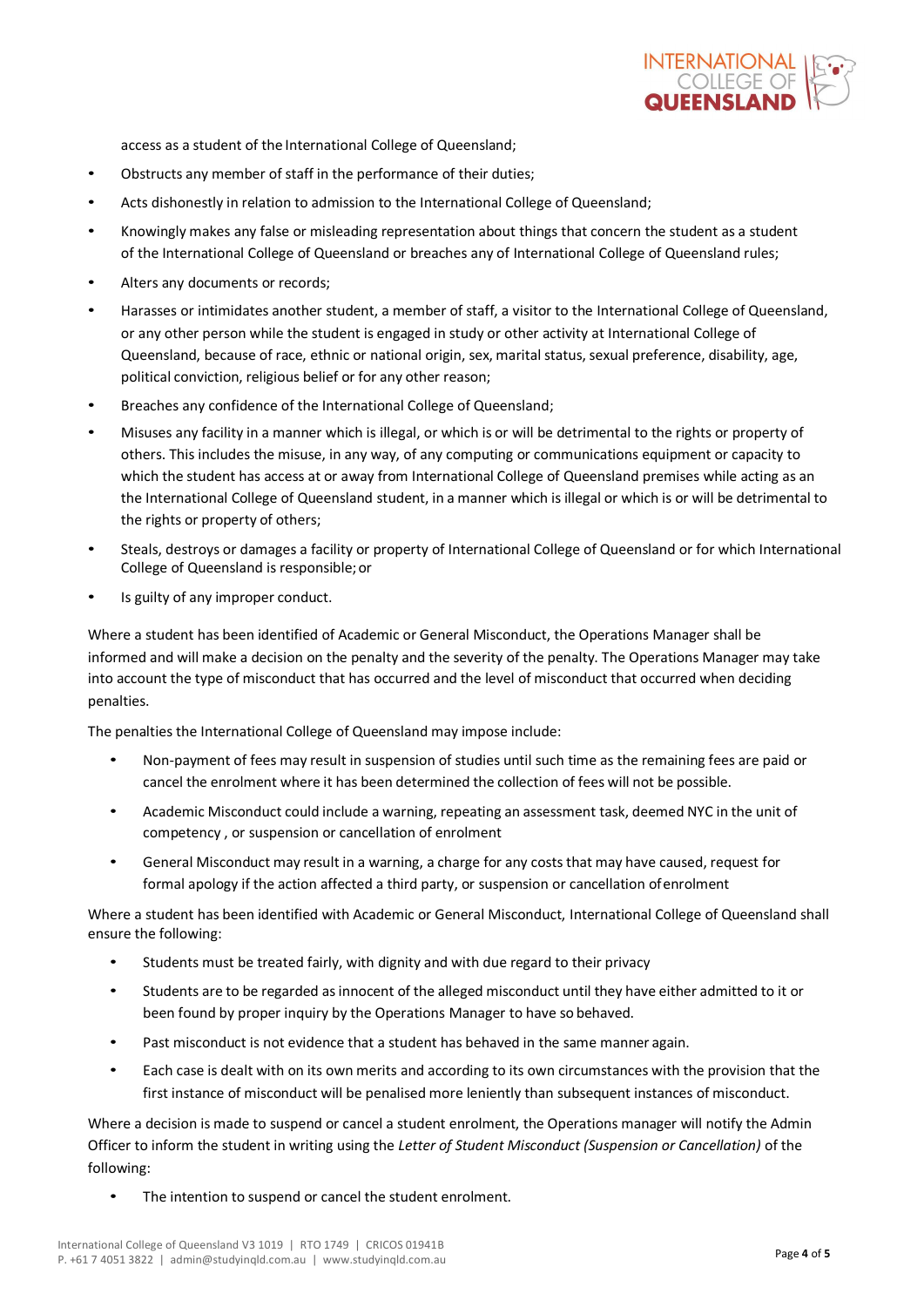access as a student of the International College of Queensland;

- Obstructs any member of staff in the performance of their duties;
- Acts dishonestly in relation to admission to the International College of Queensland;
- Knowingly makes any false or misleading representation about things that concern the student as a student of the International College of Queensland or breaches any of International College of Queensland rules;
- Alters any documents or records;
- Harasses or intimidates another student, a member of staff, a visitor to the International College of Queensland, or any other person while the student is engaged in study or other activity at International College of Queensland, because of race, ethnic or national origin, sex, marital status, sexual preference, disability, age, political conviction, religious belief or for any other reason;
- Breaches any confidence of the International College of Queensland;
- Misuses any facility in a manner which is illegal, or which is or will be detrimental to the rights or property of others. This includes the misuse, in any way, of any computing or communications equipment or capacity to which the student has access at or away from International College of Queensland premises while acting as an the International College of Queensland student, in a manner which is illegal or which is or will be detrimental to the rights or property of others;
- Steals, destroys or damages a facility or property of International College of Queensland or for which International College of Queensland is responsible; or
- Is guilty of any improper conduct.

Where a student has been identified of Academic or General Misconduct, the Operations Manager shall be informed and will make a decision on the penalty and the severity of the penalty. The Operations Manager may take into account the type of misconduct that has occurred and the level of misconduct that occurred when deciding penalties.

The penalties the International College of Queensland may impose include:

- Non-payment of fees may result in suspension of studies until such time as the remaining fees are paid or cancel the enrolment where it has been determined the collection of fees will not be possible.
- Academic Misconduct could include a warning, repeating an assessment task, deemed NYC in the unit of competency , or suspension or cancellation of enrolment
- General Misconduct may result in a warning, a charge for any costs that may have caused, request for formal apology if the action affected a third party, or suspension or cancellation of enrolment

Where a student has been identified with Academic or General Misconduct, International College of Queensland shall ensure the following:

- Students must be treated fairly, with dignity and with due regard to their privacy
- Students are to be regarded as innocent of the alleged misconduct until they have either admitted to it or been found by proper inquiry by the Operations Manager to have so behaved.
- Past misconduct is not evidence that a student has behaved in the same manner again.
- Each case is dealt with on its own merits and according to its own circumstances with the provision that the first instance of misconduct will be penalised more leniently than subsequent instances of misconduct.

Where a decision is made to suspend or cancel a student enrolment, the Operations manager will notify the Admin Officer to inform the student in writing using the *Letter of Student Misconduct (Suspension or Cancellation)* of the following:

- The intention to suspend or cancel the student enrolment.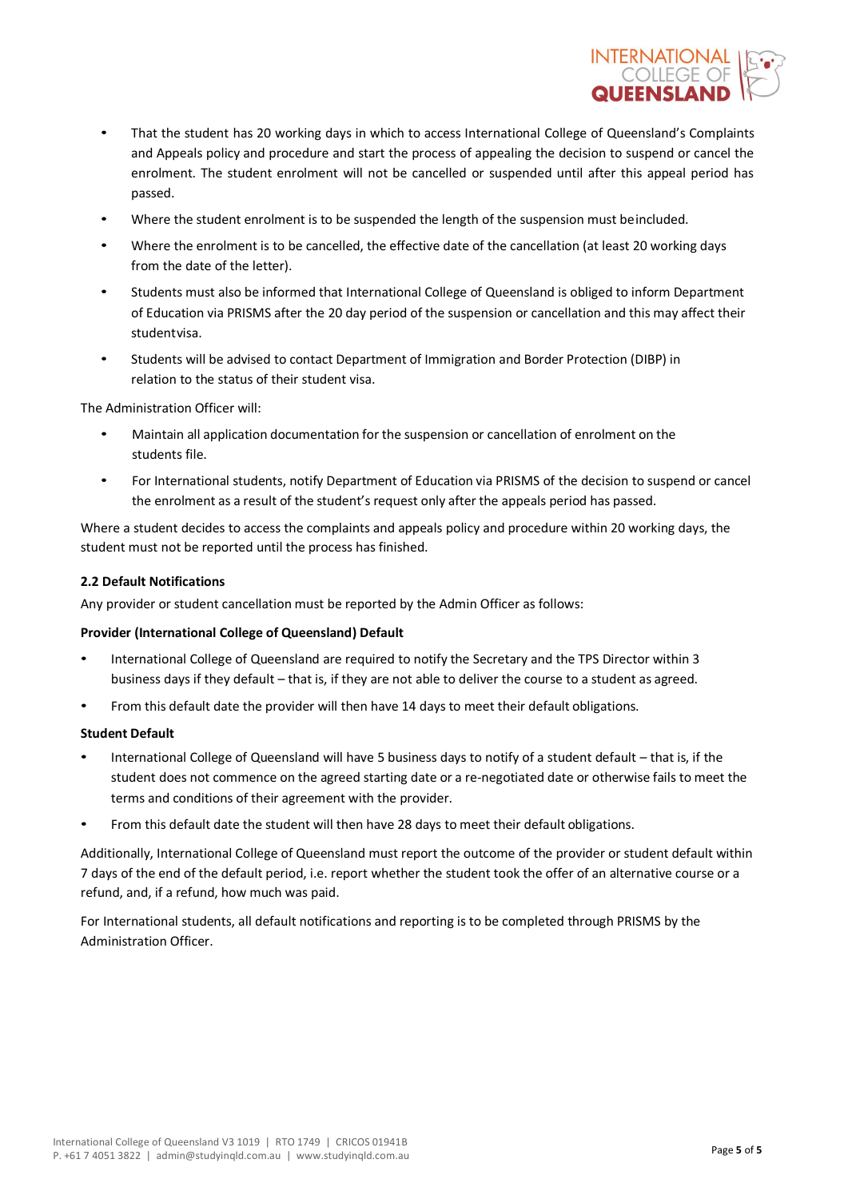- That the student has 20 working days in which to access International College of Queensland's Complaints and Appeals policy and procedure and start the process of appealing the decision to suspend or cancel the enrolment. The student enrolment will not be cancelled or suspended until after this appeal period has passed.
- Where the student enrolment is to be suspended the length of the suspension must beincluded.
- Where the enrolment is to be cancelled, the effective date of the cancellation (at least 20 working days from the date of the letter).
- Students must also be informed that International College of Queensland is obliged to inform Department of Education via PRISMS after the 20 day period of the suspension or cancellation and this may affect their studentvisa.
- Students will be advised to contact Department of Immigration and Border Protection (DIBP) in relation to the status of their student visa.

The Administration Officer will:

- Maintain all application documentation for the suspension or cancellation of enrolment on the students file.
- For International students, notify Department of Education via PRISMS of the decision to suspend or cancel the enrolment as a result of the student's request only after the appeals period has passed.

Where a student decides to access the complaints and appeals policy and procedure within 20 working days, the student must not be reported until the process has finished.

**2.2 Default Notifications**

Any provider or student cancellation must be reported by the Admin Officer as follows:

**Provider (International College of Queensland) Default**

- International College of Queensland are required to notify the Secretary and the TPS Director within 3 business days if they default – that is, if they are not able to deliver the course to a student as agreed.
- From this default date the provider will then have 14 days to meet their default obligations.

**Student Default**

- International College of Queensland will have 5 business days to notify of a student default – that is, if the student does not commence on the agreed starting date or a re-negotiated date or otherwise fails to meet the terms and conditions of their agreement with the provider.
- From this default date the student will then have 28 days to meet their default obligations.

Additionally, International College of Queensland must report the outcome of the provider or student default within 7 days of the end of the default period, i.e. report whether the student took the offer of an alternative course or a refund, and, if a refund, how much was paid.

For International students, all default notifications and reporting is to be completed through PRISMS by the Administration Officer.